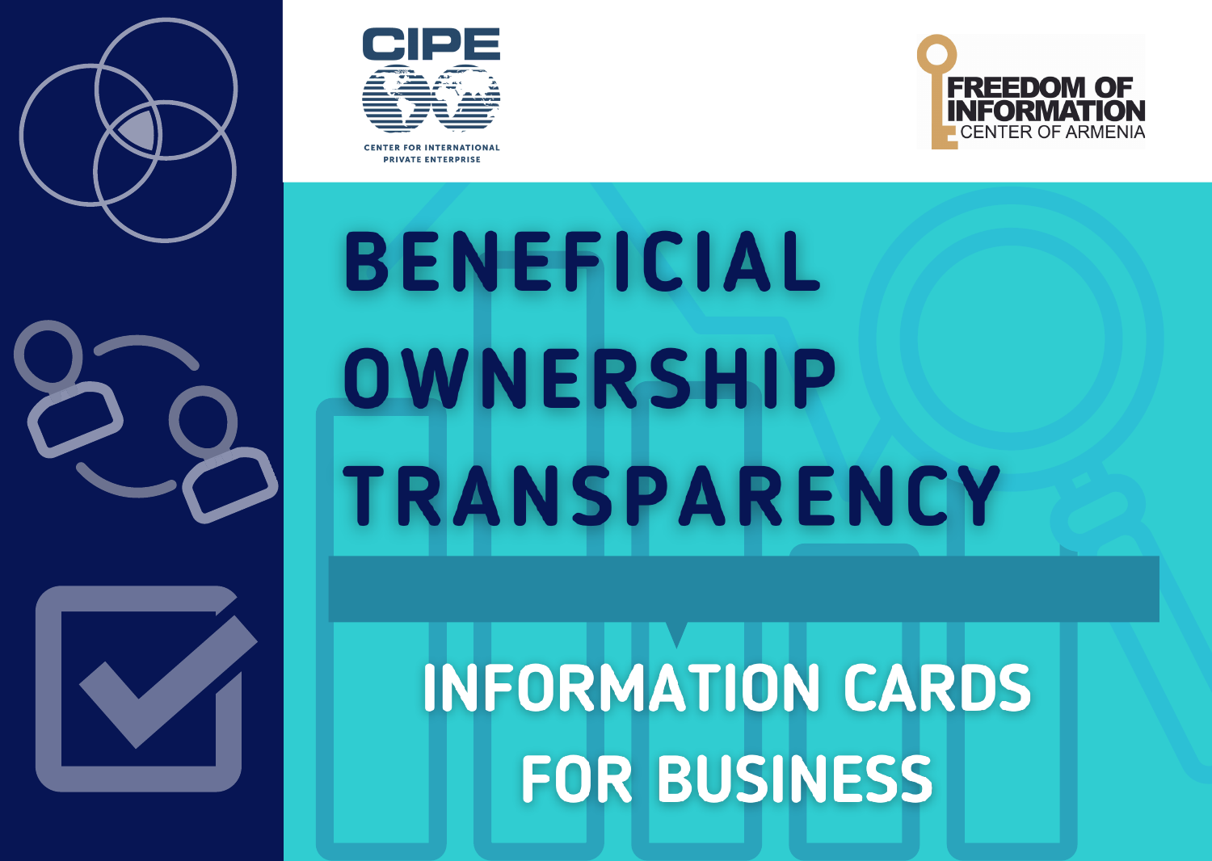CIPE

CENTER FOR INTERNATIONAL PRIVATE ENTERPRISE

FREEDOM OF INFORMATION CENTER OF ARMENIA

# BENEFICIAL OWNERSHIP TRANSPARENCY

## INFORMATION CARDS FOR BUSINESS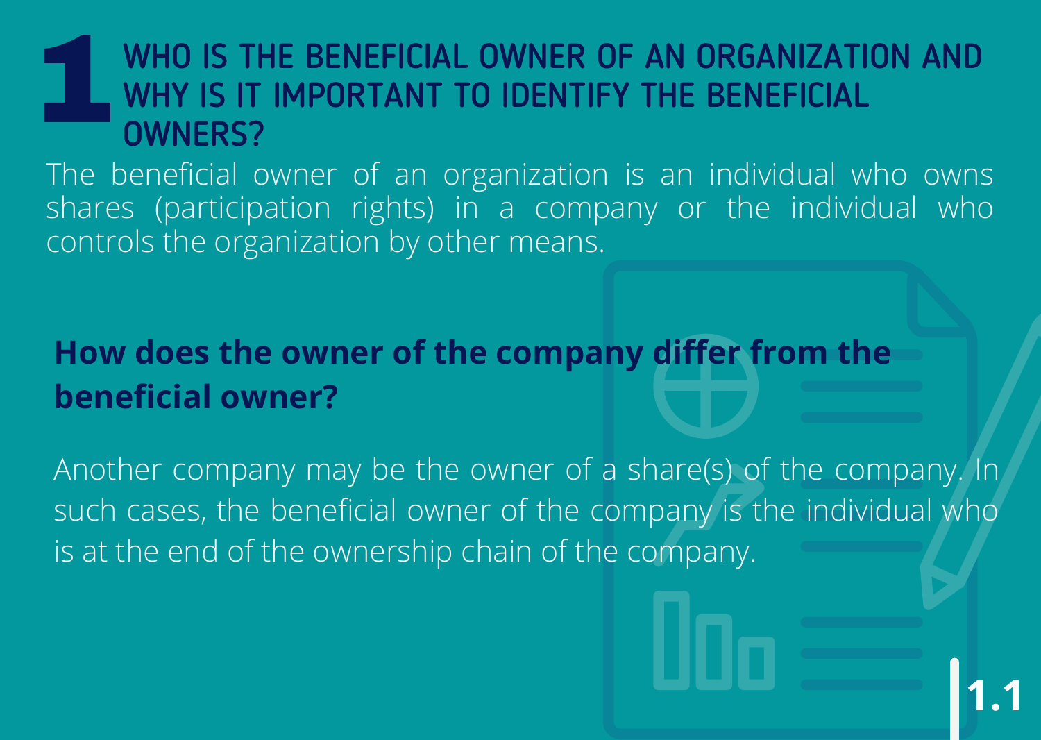# 1 WHO IS THE BENEFICIAL OWNER OF AN ORGANIZATION AND WHY IS IT IMPORTANT TO IDENTIFY THE BENEFICIAL OWNERS?

The beneficial owner of an organization is an individual who owns shares (participation rights) in a company or the individual who controls the organization by other means.

**How does the owner of the company differ from the beneficial owner?**

Another company may be the owner of a share(s) of the company. In such cases, the beneficial owner of the company is the individual who is at the end of the ownership chain of the company.

1.1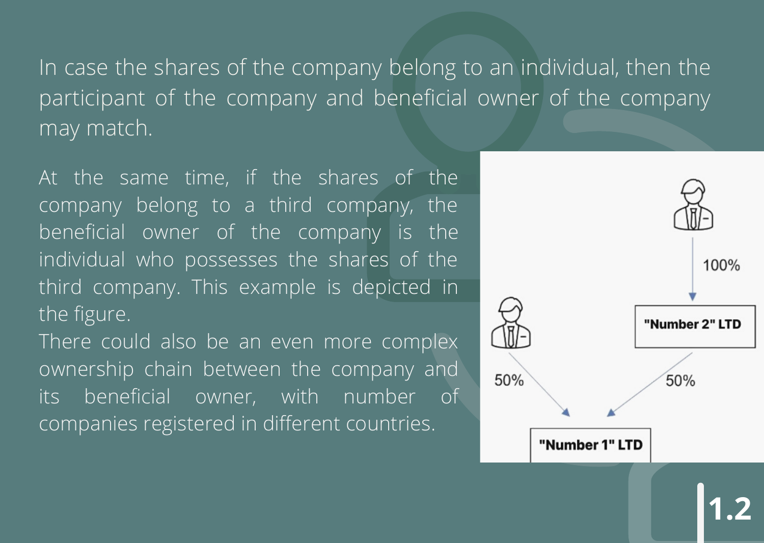In case the shares of the company belong to an individual, then the participant of the company and beneficial owner of the company may match.

At the same time, if the shares of the company belong to a third company, the beneficial owner of the company is the individual who possesses the shares of the third company. This example is depicted in the figure.

There could also be an even more complex ownership chain between the company and its beneficial owner, with number of companies registered in different countries.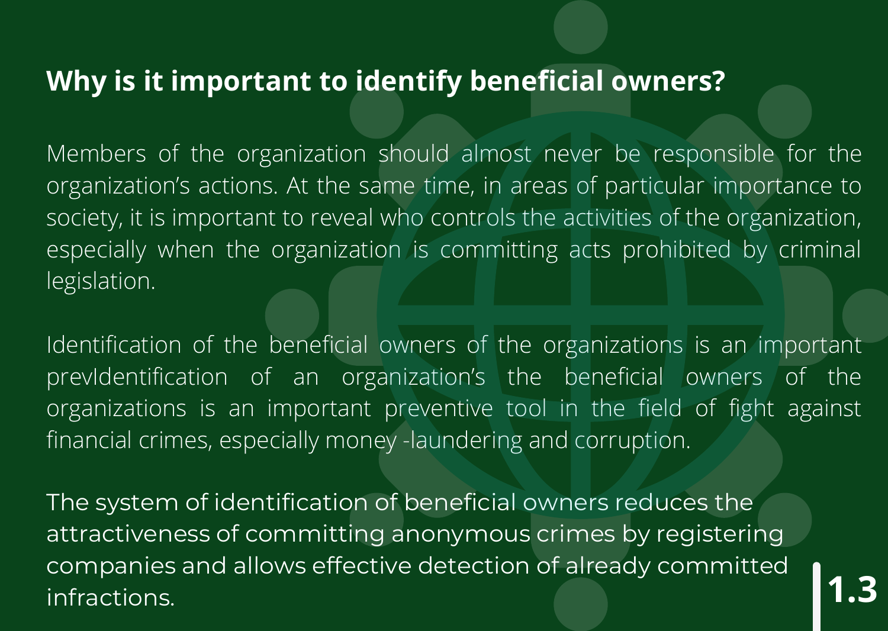## Why is it important to identify beneficial owners?

Members of the organization should almost never be responsible for the organization's actions. At the same time, in areas of particular importance to society, it is important to reveal who controls the activities of the organization, especially when the organization is committing acts prohibited by criminal legislation.

Identification of the beneficial owners of the organizations is an important prevIdentification of an organization's the beneficial owners of the organizations is an important preventive tool in the field of fight against financial crimes, especially money -laundering and corruption.

The system of identification of beneficial owners reduces the attractiveness of committing anonymous crimes by registering companies and allows effective detection of already committed infractions.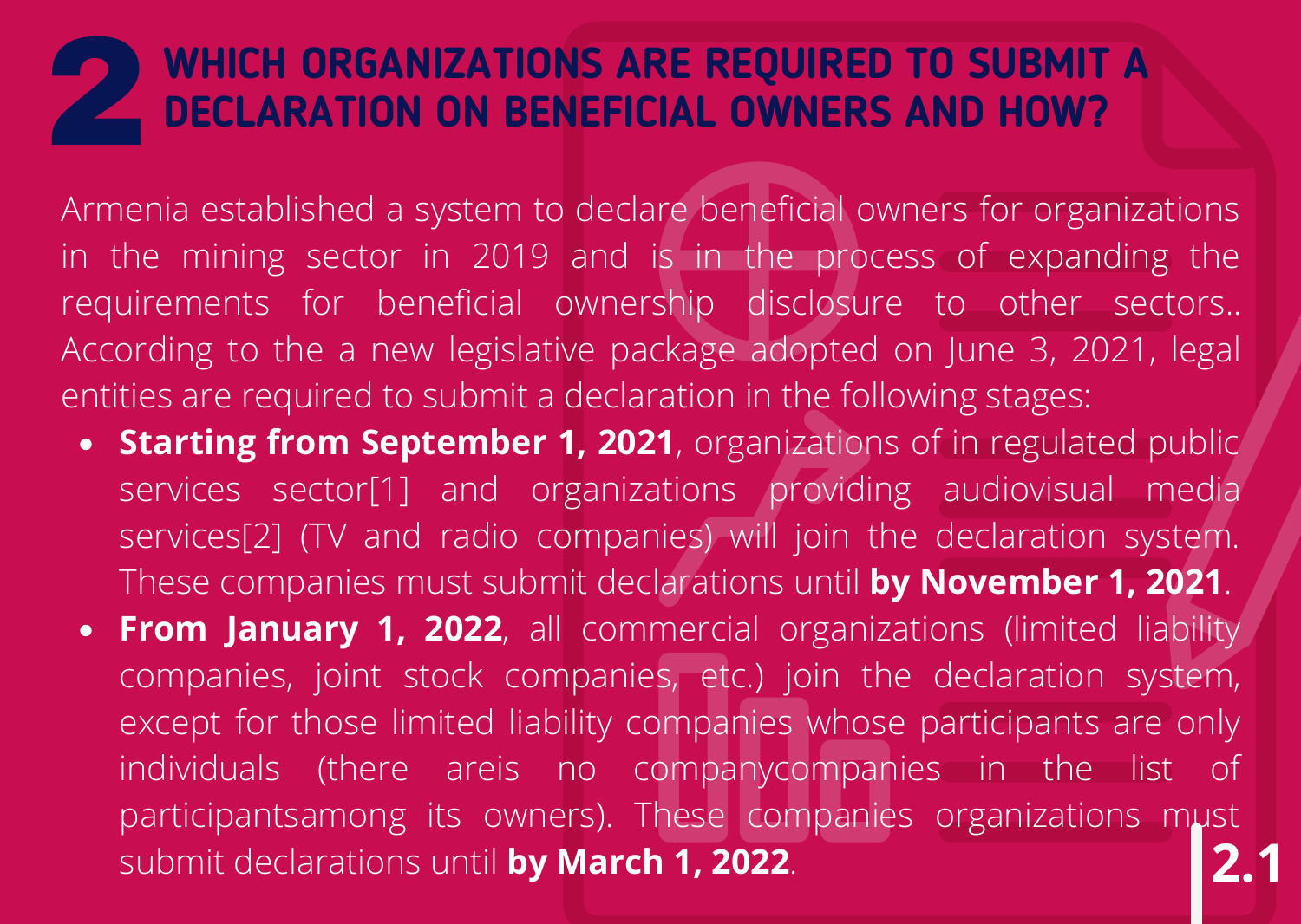# 2 WHICH ORGANIZATIONS ARE REQUIRED TO SUBMIT A DECLARATION ON BENEFICIAL OWNERS AND HOW?

Armenia established a system to declare beneficial owners for organizations in the mining sector in 2019 and is in the process of expanding the requirements for beneficial ownership disclosure to other sectors.. According to the a new legislative package adopted on June 3, 2021, legal entities are required to submit a declaration in the following stages:

- **Starting from September 1, 2021**, organizations of in regulated public services sector[1] and organizations providing audiovisual media services[2] (TV and radio companies) will join the declaration system. These companies must submit declarations until **by November 1, 2021**.
- **From January 1, 2022**, all commercial organizations (limited liability companies, joint stock companies, etc.) join the declaration system, except for those limited liability companies whose participants are only individuals (there areis no companycompanies in the list of participantsamong its owners). These companies organizations must submit declarations until **by March 1, 2022**.

2.1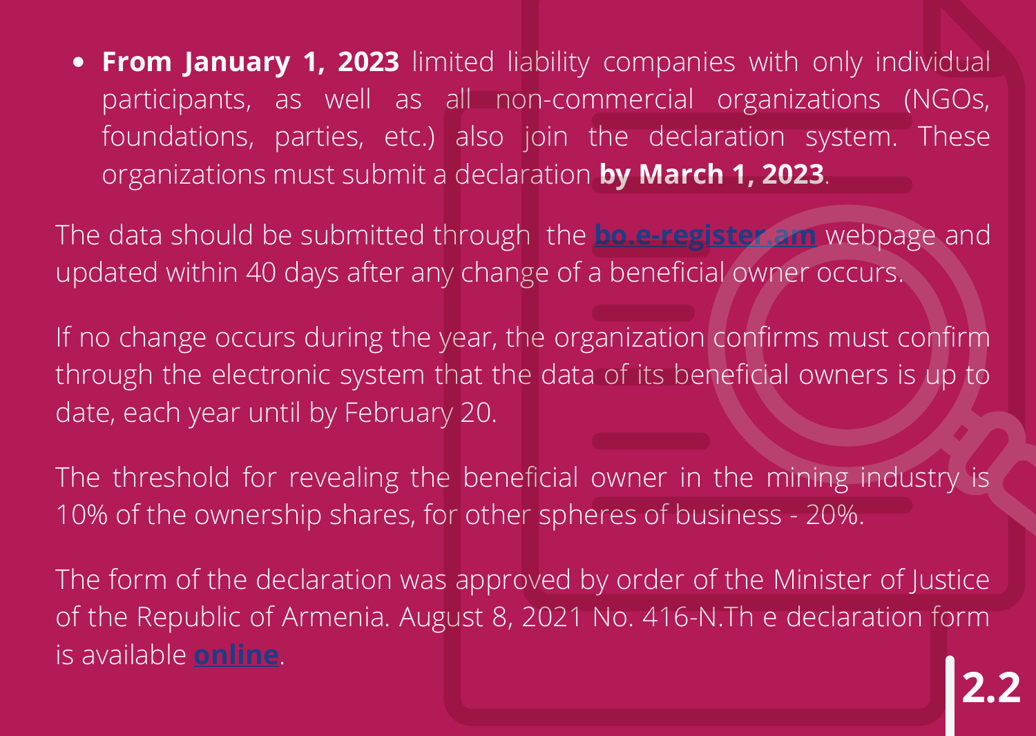- **From January 1, 2023** limited liability companies with only individual participants, as well as all non-commercial organizations (NGOs, foundations, parties, etc.) also join the declaration system. These organizations must submit a declaration **by March 1, 2023**.

The data should be submitted through the **bo.e-register.am** webpage and updated within 40 days after any change of a beneficial owner occurs.

If no change occurs during the year, the organization confirms must confirm through the electronic system that the data of its beneficial owners is up to date, each year until by February 20.

The threshold for revealing the beneficial owner in the mining industry is 10% of the ownership shares, for other spheres of business - 20%.

The form of the declaration was approved by order of the Minister of Justice of the Republic of Armenia. August 8, 2021 No. 416-N.Th e declaration form is available **online**.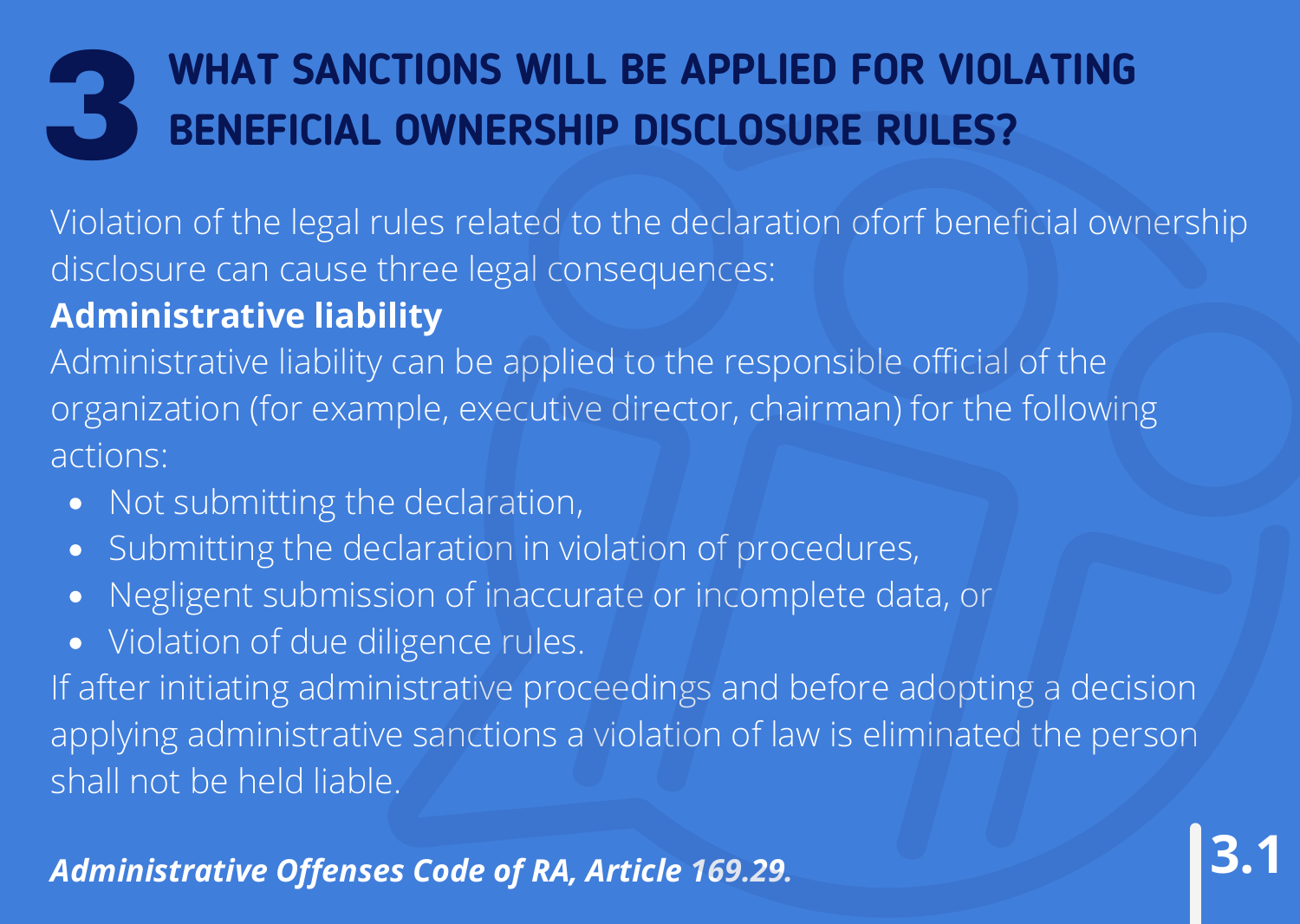# 3 WHAT SANCTIONS WILL BE APPLIED FOR VIOLATING BENEFICIAL OWNERSHIP DISCLOSURE RULES?

Violation of the legal rules related to the declaration oforf beneficial ownership disclosure can cause three legal consequences:

**Administrative liability**

Administrative liability can be applied to the responsible official of the organization (for example, executive director, chairman) for the following actions:

- Not submitting the declaration,
- Submitting the declaration in violation of procedures,
- Negligent submission of inaccurate or incomplete data, or
- Violation of due diligence rules.

If after initiating administrative proceedings and before adopting a decision applying administrative sanctions a violation of law is eliminated the person shall not be held liable.

***Administrative Offenses Code of RA, Article 169.29.***

3.1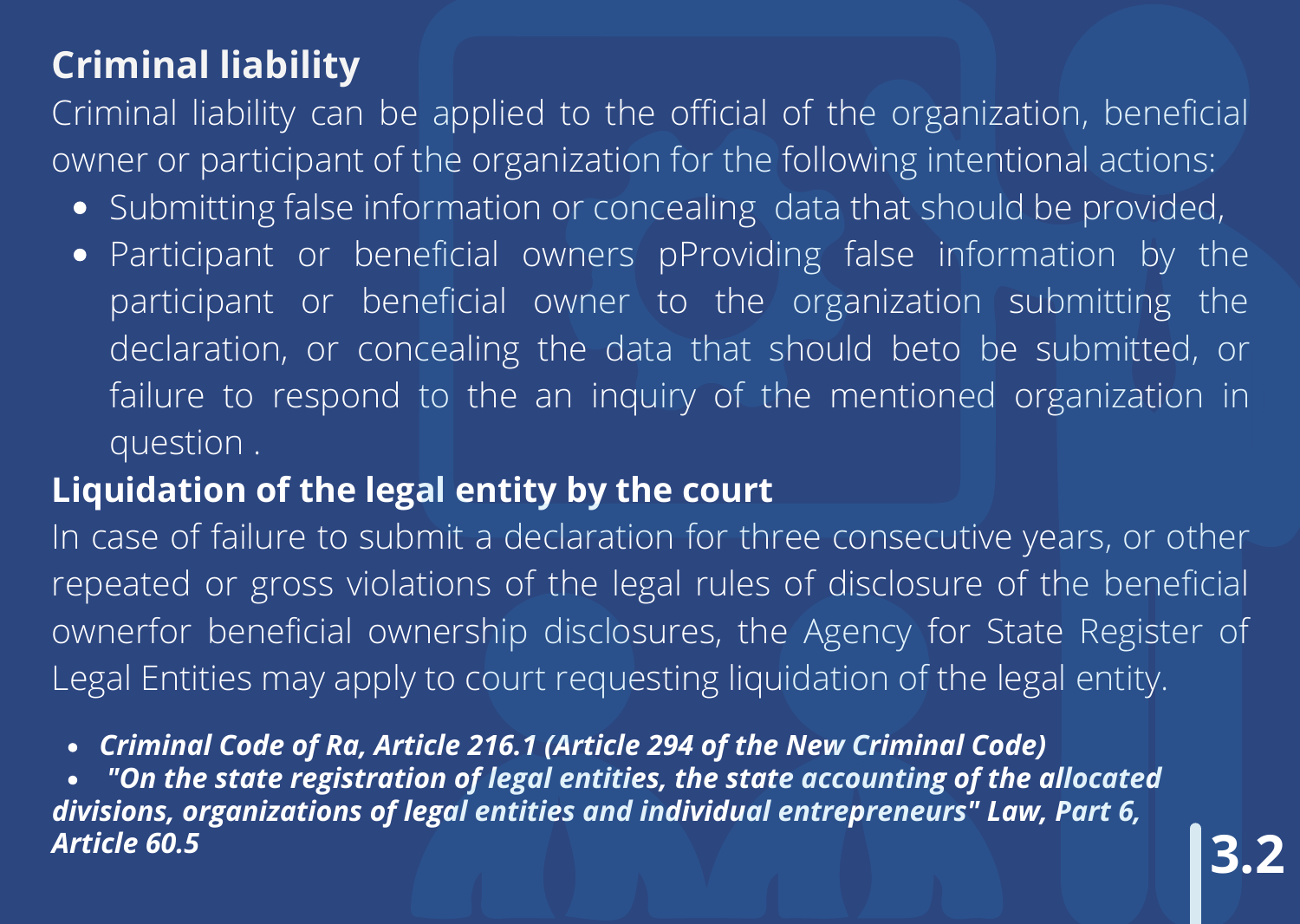## Criminal liability

Criminal liability can be applied to the official of the organization, beneficial owner or participant of the organization for the following intentional actions:

- Submitting false information or concealing  data that should be provided,
- Participant or beneficial owners pProviding false information by the participant or beneficial owner to the organization submitting the declaration, or concealing the data that should beto be submitted, or failure to respond to the an inquiry of the mentioned organization in question .

## Liquidation of the legal entity by the court

In case of failure to submit a declaration for three consecutive years, or other repeated or gross violations of the legal rules of disclosure of the beneficial ownerfor beneficial ownership disclosures, the Agency for State Register of Legal Entities may apply to court requesting liquidation of the legal entity.

- ***Criminal Code of Ra, Article 216.1 (Article 294 of the New Criminal Code)***
- ***"On the state registration of legal entities, the state accounting of the allocated divisions, organizations of legal entities and individual entrepreneurs" Law, Part 6, Article 60.5***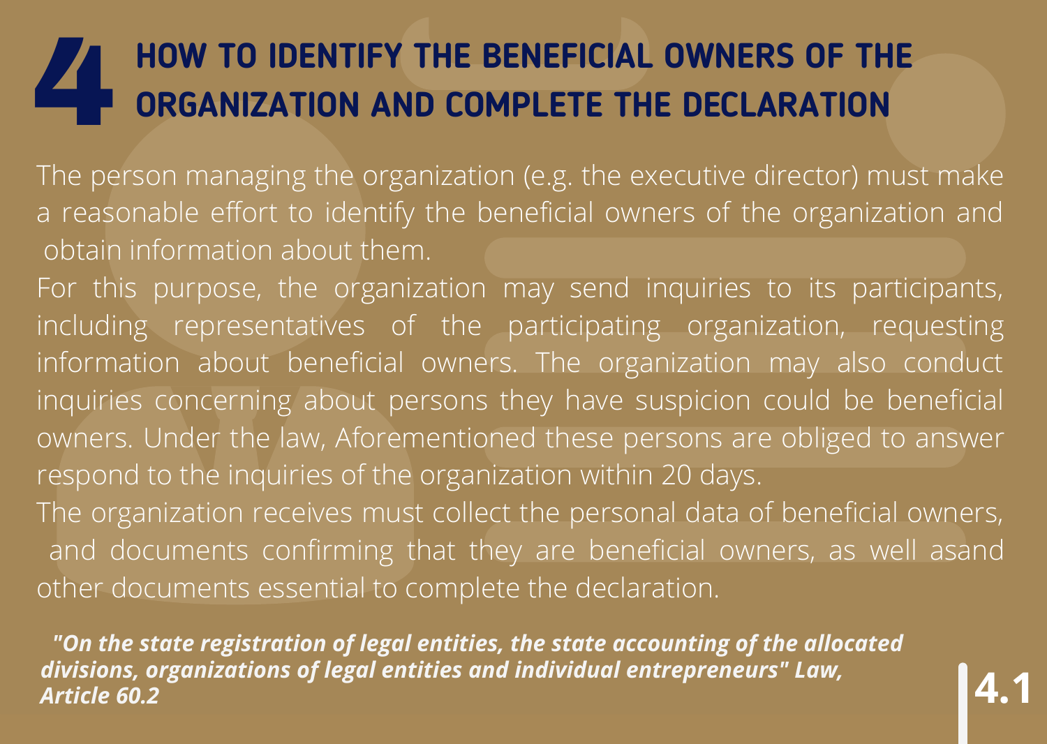# 4 HOW TO IDENTIFY THE BENEFICIAL OWNERS OF THE ORGANIZATION AND COMPLETE THE DECLARATION

The person managing the organization (e.g. the executive director) must make a reasonable effort to identify the beneficial owners of the organization and obtain information about them.

For this purpose, the organization may send inquiries to its participants, including representatives of the participating organization, requesting information about beneficial owners. The organization may also conduct inquiries concerning about persons they have suspicion could be beneficial owners. Under the law, Aforementioned these persons are obliged to answer respond to the inquiries of the organization within 20 days.

The organization receives must collect the personal data of beneficial owners, and documents confirming that they are beneficial owners, as well asand other documents essential to complete the declaration.

***"On the state registration of legal entities, the state accounting of the allocated divisions, organizations of legal entities and individual entrepreneurs" Law, Article 60.2***

**4.1**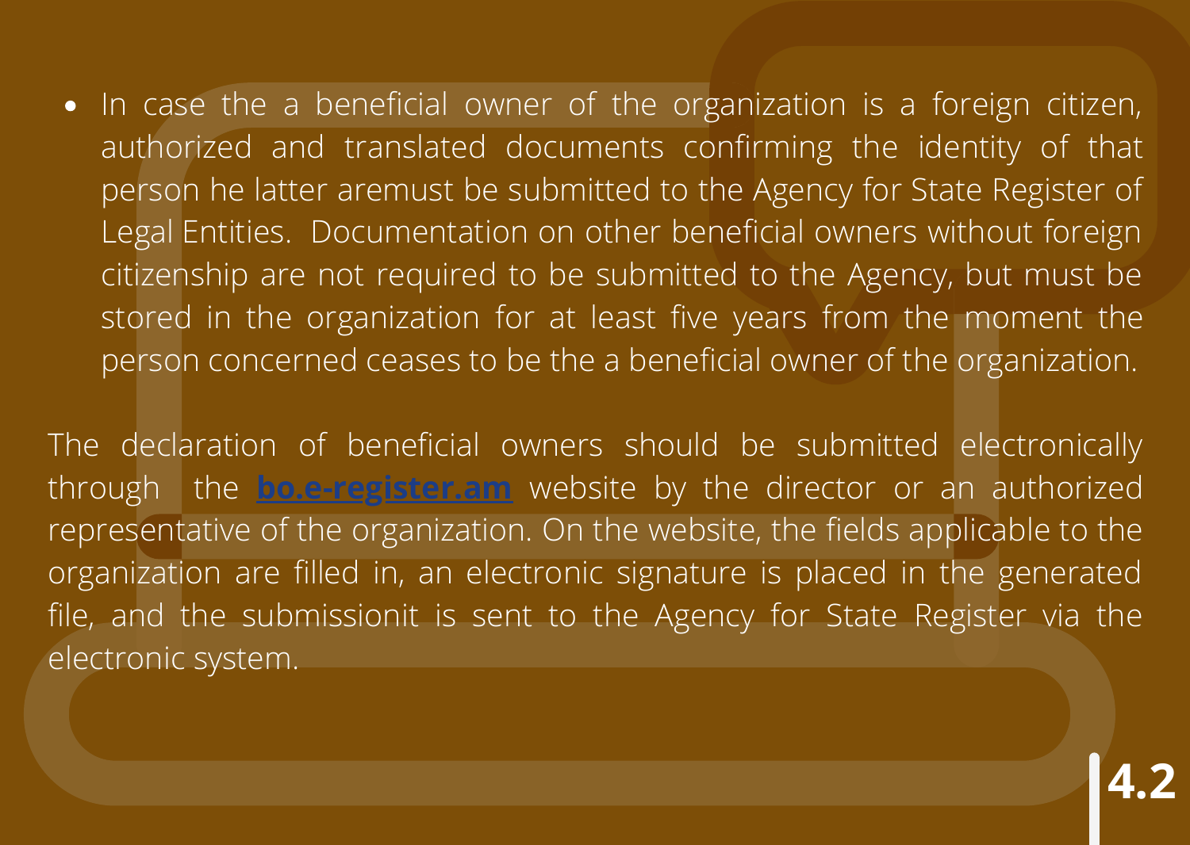- In case the a beneficial owner of the organization is a foreign citizen, authorized and translated documents confirming the identity of that person he latter aremust be submitted to the Agency for State Register of Legal Entities. Documentation on other beneficial owners without foreign citizenship are not required to be submitted to the Agency, but must be stored in the organization for at least five years from the moment the person concerned ceases to be the a beneficial owner of the organization.

The declaration of beneficial owners should be submitted electronically through the **bo.e-register.am** website by the director or an authorized representative of the organization. On the website, the fields applicable to the organization are filled in, an electronic signature is placed in the generated file, and the submissionit is sent to the Agency for State Register via the electronic system.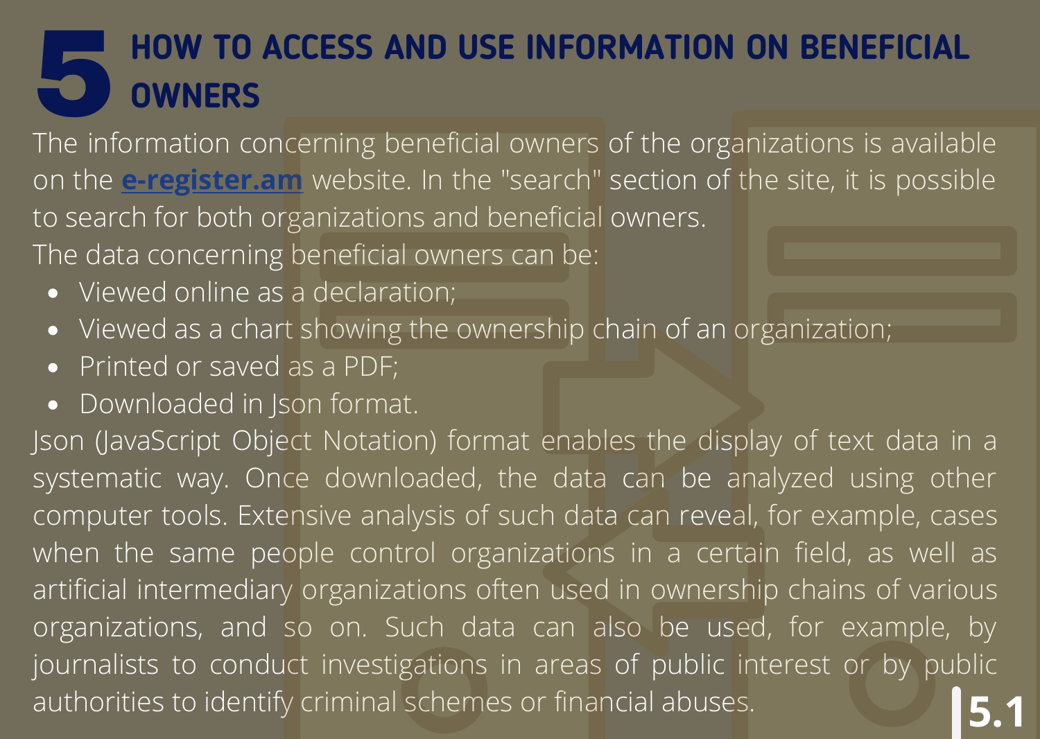# 5 HOW TO ACCESS AND USE INFORMATION ON BENEFICIAL OWNERS

The information concerning beneficial owners of the organizations is available on the **e-register.am** website. In the "search" section of the site, it is possible to search for both organizations and beneficial owners.

The data concerning beneficial owners can be:

- Viewed online as a declaration;
- Viewed as a chart showing the ownership chain of an organization;
- Printed or saved as a PDF;
- Downloaded in Json format.

Json (JavaScript Object Notation) format enables the display of text data in a systematic way. Once downloaded, the data can be analyzed using other computer tools. Extensive analysis of such data can reveal, for example, cases when the same people control organizations in a certain field, as well as artificial intermediary organizations often used in ownership chains of various organizations, and so on. Such data can also be used, for example, by journalists to conduct investigations in areas of public interest or by public authorities to identify criminal schemes or financial abuses.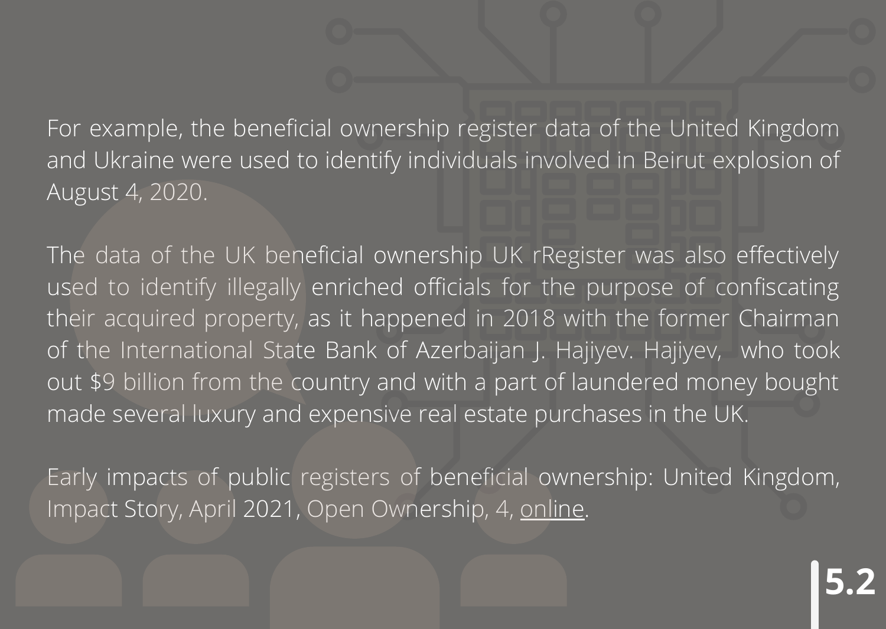For example, the beneficial ownership register data of the United Kingdom and Ukraine were used to identify individuals involved in Beirut explosion of August 4, 2020.

The data of the UK beneficial ownership UK rRegister was also effectively used to identify illegally enriched officials for the purpose of confiscating their acquired property, as it happened in 2018 with the former Chairman of the International State Bank of Azerbaijan J. Hajiyev. Hajiyev, who took out $9 billion from the country and with a part of laundered money bought made several luxury and expensive real estate purchases in the UK.

Early impacts of public registers of beneficial ownership: United Kingdom, Impact Story, April 2021, Open Ownership, 4, online.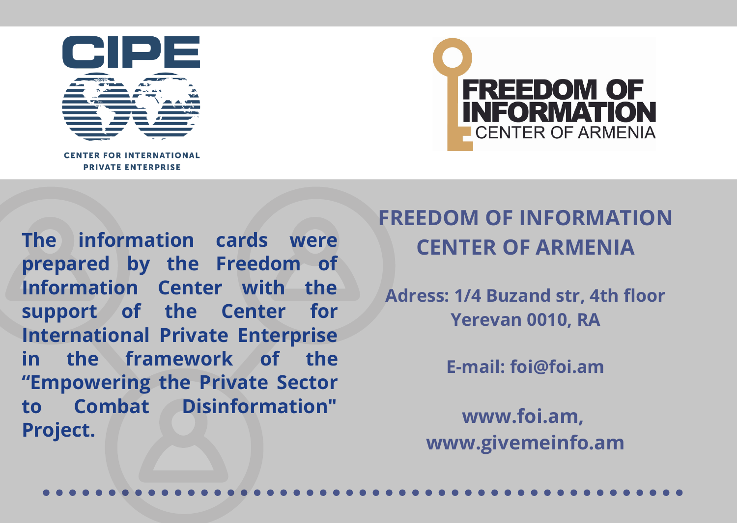CIPE

CENTER FOR INTERNATIONAL PRIVATE ENTERPRISE

FREEDOM OF INFORMATION CENTER OF ARMENIA

**The information cards were prepared by the Freedom of Information Center with the support of the Center for International Private Enterprise in the framework of the "Empowering the Private Sector to Combat Disinformation" Project.**

## FREEDOM OF INFORMATION CENTER OF ARMENIA

**Adress: 1/4 Buzand str, 4th floor Yerevan 0010, RA**

**E-mail: foi@foi.am**

**www.foi.am, www.givemeinfo.am**